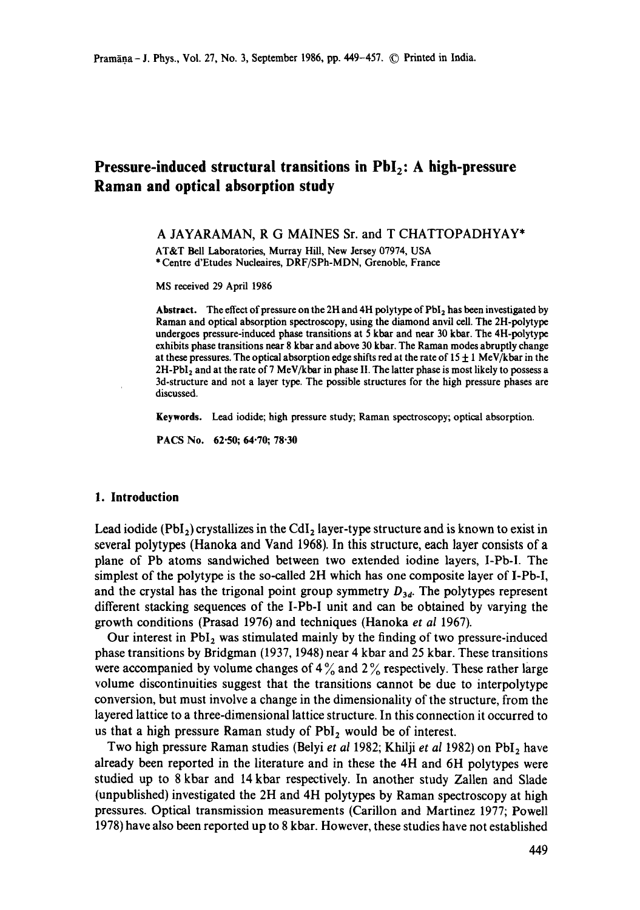# Pressure-induced structural transitions in $PbI_2$: A high-pressure Raman and optical absorption study

A JAYARAMAN, R G MAINES Sr. and T CHATTOPADHYAY*

AT&T Bell Laboratories, Murray Hill, New Jersey 07974, USA

\* Centre d'Etudes Nucleaires, DRF/SPh-MDN, Grenoble, France

MS received 29 April 1986

**Abstract.** The effect of pressure on the 2H and 4H polytype of $PbI_2$ has been investigated by Raman and optical absorption spectroscopy, using the diamond anvil cell. The 2H-polytype undergoes pressure-induced phase transitions at 5 kbar and near 30 kbar. The 4H-polytype exhibits phase transitions near 8 kbar and above 30 kbar. The Raman modes abruptly change at these pressures. The optical absorption edge shifts red at the rate of $15 \pm 1$ MeV/kbar in the 2H-$PbI_2$ and at the rate of 7 MeV/kbar in phase II. The latter phase is most likely to possess a 3d-structure and not a layer type. The possible structures for the high pressure phases are discussed.

**Keywords.** Lead iodide; high pressure study; Raman spectroscopy; optical absorption.

**PACS No.** 62·50; 64·70; 78·30

## 1. Introduction

Lead iodide ($PbI_2$) crystallizes in the $CdI_2$ layer-type structure and is known to exist in several polytypes (Hanoka and Vand 1968). In this structure, each layer consists of a plane of Pb atoms sandwiched between two extended iodine layers, I-Pb-I. The simplest of the polytype is the so-called 2H which has one composite layer of I-Pb-I, and the crystal has the trigonal point group symmetry $D_{3d}$. The polytypes represent different stacking sequences of the I-Pb-I unit and can be obtained by varying the growth conditions (Prasad 1976) and techniques (Hanoka *et al* 1967).

Our interest in $PbI_2$ was stimulated mainly by the finding of two pressure-induced phase transitions by Bridgman (1937, 1948) near 4 kbar and 25 kbar. These transitions were accompanied by volume changes of 4% and 2% respectively. These rather large volume discontinuities suggest that the transitions cannot be due to interpolytype conversion, but must involve a change in the dimensionality of the structure, from the layered lattice to a three-dimensional lattice structure. In this connection it occurred to us that a high pressure Raman study of $PbI_2$ would be of interest.

Two high pressure Raman studies (Belyi *et al* 1982; Khilji *et al* 1982) on $PbI_2$ have already been reported in the literature and in these the 4H and 6H polytypes were studied up to 8 kbar and 14 kbar respectively. In another study Zallen and Slade (unpublished) investigated the 2H and 4H polytypes by Raman spectroscopy at high pressures. Optical transmission measurements (Carillon and Martinez 1977; Powell 1978) have also been reported up to 8 kbar. However, these studies have not established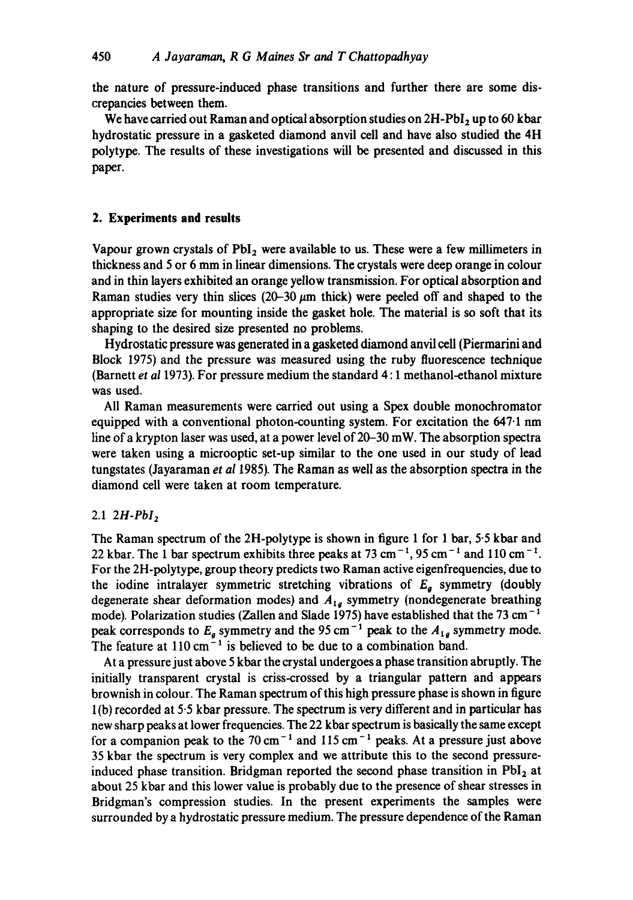the nature of pressure-induced phase transitions and further there are some discrepancies between them.

We have carried out Raman and optical absorption studies on 2H-$PbI_2$ up to 60 kbar hydrostatic pressure in a gasketed diamond anvil cell and have also studied the 4H polytype. The results of these investigations will be presented and discussed in this paper.

## 2. Experiments and results

Vapour grown crystals of $PbI_2$ were available to us. These were a few millimeters in thickness and 5 or 6 mm in linear dimensions. The crystals were deep orange in colour and in thin layers exhibited an orange yellow transmission. For optical absorption and Raman studies very thin slices (20–30 $\mu$m thick) were peeled off and shaped to the appropriate size for mounting inside the gasket hole. The material is so soft that its shaping to the desired size presented no problems.

Hydrostatic pressure was generated in a gasketed diamond anvil cell (Piermarini and Block 1975) and the pressure was measured using the ruby fluorescence technique (Barnett *et al* 1973). For pressure medium the standard 4 : 1 methanol-ethanol mixture was used.

All Raman measurements were carried out using a Spex double monochromator equipped with a conventional photon-counting system. For excitation the 647·1 nm line of a krypton laser was used, at a power level of 20–30 mW. The absorption spectra were taken using a microoptic set-up similar to the one used in our study of lead tungstates (Jayaraman *et al* 1985). The Raman as well as the absorption spectra in the diamond cell were taken at room temperature.

### 2.1 *2H-$PbI_2$*

The Raman spectrum of the 2H-polytype is shown in figure 1 for 1 bar, 5·5 kbar and 22 kbar. The 1 bar spectrum exhibits three peaks at 73 $cm^{-1}$, 95 $cm^{-1}$ and 110 $cm^{-1}$. For the 2H-polytype, group theory predicts two Raman active eigenfrequencies, due to the iodine intralayer symmetric stretching vibrations of $E_g$ symmetry (doubly degenerate shear deformation modes) and $A_{1g}$ symmetry (nondegenerate breathing mode). Polarization studies (Zallen and Slade 1975) have established that the 73 $cm^{-1}$ peak corresponds to $E_g$ symmetry and the 95 $cm^{-1}$ peak to the $A_{1g}$ symmetry mode. The feature at 110 $cm^{-1}$ is believed to be due to a combination band.

At a pressure just above 5 kbar the crystal undergoes a phase transition abruptly. The initially transparent crystal is criss-crossed by a triangular pattern and appears brownish in colour. The Raman spectrum of this high pressure phase is shown in figure 1(b) recorded at 5·5 kbar pressure. The spectrum is very different and in particular has new sharp peaks at lower frequencies. The 22 kbar spectrum is basically the same except for a companion peak to the 70 $cm^{-1}$ and 115 $cm^{-1}$ peaks. At a pressure just above 35 kbar the spectrum is very complex and we attribute this to the second pressure-induced phase transition. Bridgman reported the second phase transition in $PbI_2$ at about 25 kbar and this lower value is probably due to the presence of shear stresses in Bridgman's compression studies. In the present experiments the samples were surrounded by a hydrostatic pressure medium. The pressure dependence of the Raman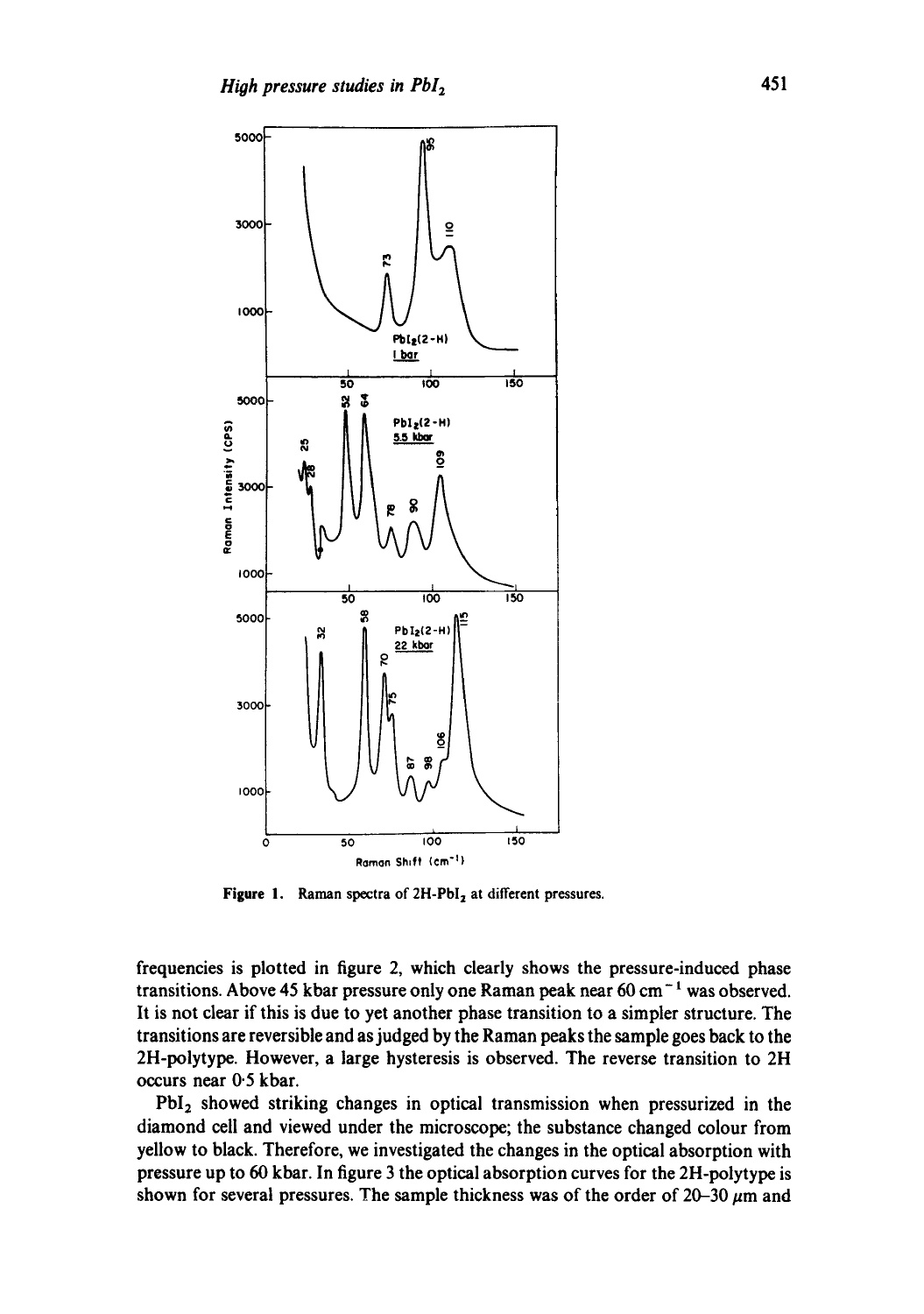Figure 1. Raman spectra of 2H-$PbI_2$ at different pressures.

frequencies is plotted in figure 2, which clearly shows the pressure-induced phase transitions. Above 45 kbar pressure only one Raman peak near 60 $cm^{-1}$ was observed. It is not clear if this is due to yet another phase transition to a simpler structure. The transitions are reversible and as judged by the Raman peaks the sample goes back to the 2H-polytype. However, a large hysteresis is observed. The reverse transition to 2H occurs near 0·5 kbar.

$PbI_2$ showed striking changes in optical transmission when pressurized in the diamond cell and viewed under the microscope; the substance changed colour from yellow to black. Therefore, we investigated the changes in the optical absorption with pressure up to 60 kbar. In figure 3 the optical absorption curves for the 2H-polytype is shown for several pressures. The sample thickness was of the order of 20–30 $\mu$m and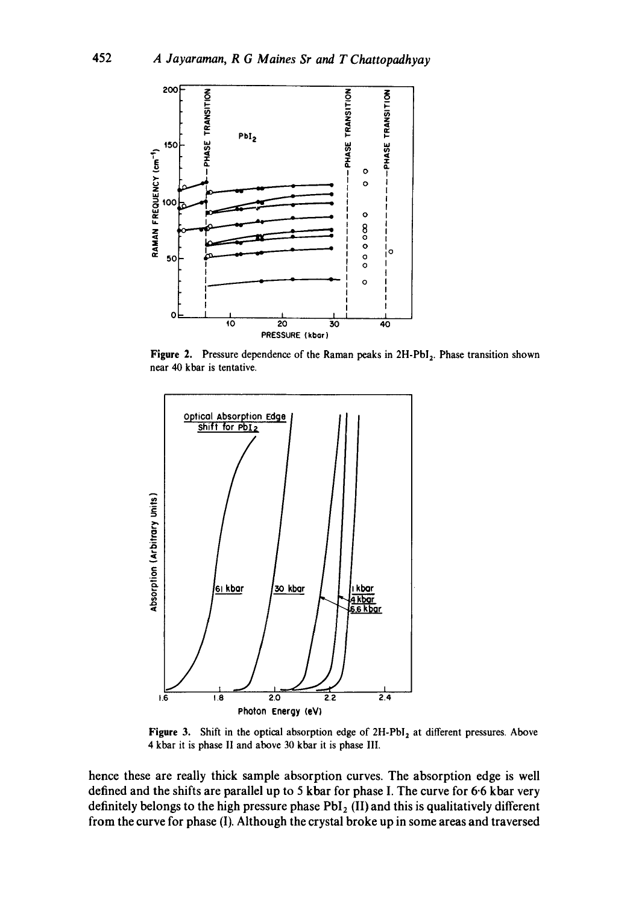**Figure 2.** Pressure dependence of the Raman peaks in 2H-$PbI_2$. Phase transition shown near 40 kbar is tentative.

**Figure 3.** Shift in the optical absorption edge of 2H-$PbI_2$ at different pressures. Above 4 kbar it is phase II and above 30 kbar it is phase III.

hence these are really thick sample absorption curves. The absorption edge is well defined and the shifts are parallel up to 5 kbar for phase I. The curve for 6·6 kbar very definitely belongs to the high pressure phase $PbI_2$ (II) and this is qualitatively different from the curve for phase (I). Although the crystal broke up in some areas and traversed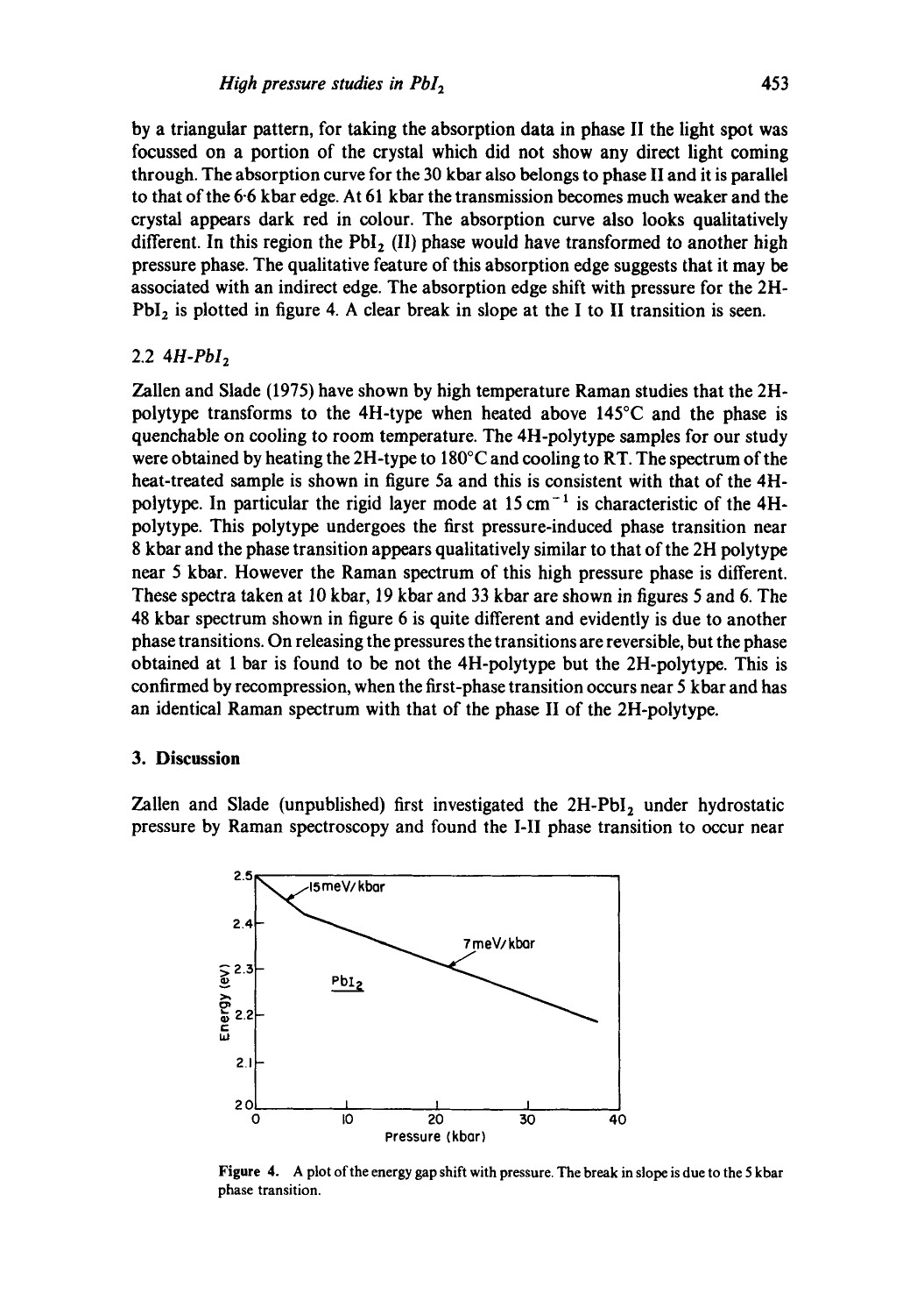by a triangular pattern, for taking the absorption data in phase II the light spot was focussed on a portion of the crystal which did not show any direct light coming through. The absorption curve for the 30 kbar also belongs to phase II and it is parallel to that of the 6·6 kbar edge. At 61 kbar the transmission becomes much weaker and the crystal appears dark red in colour. The absorption curve also looks qualitatively different. In this region the $PbI_2$ (II) phase would have transformed to another high pressure phase. The qualitative feature of this absorption edge suggests that it may be associated with an indirect edge. The absorption edge shift with pressure for the 2H-$PbI_2$ is plotted in figure 4. A clear break in slope at the I to II transition is seen.

### 2.2 *4H-$PbI_2$*

Zallen and Slade (1975) have shown by high temperature Raman studies that the 2H-polytype transforms to the 4H-type when heated above 145°C and the phase is quenchable on cooling to room temperature. The 4H-polytype samples for our study were obtained by heating the 2H-type to 180°C and cooling to RT. The spectrum of the heat-treated sample is shown in figure 5a and this is consistent with that of the 4H-polytype. In particular the rigid layer mode at 15 $cm^{-1}$ is characteristic of the 4H-polytype. This polytype undergoes the first pressure-induced phase transition near 8 kbar and the phase transition appears qualitatively similar to that of the 2H polytype near 5 kbar. However the Raman spectrum of this high pressure phase is different. These spectra taken at 10 kbar, 19 kbar and 33 kbar are shown in figures 5 and 6. The 48 kbar spectrum shown in figure 6 is quite different and evidently is due to another phase transitions. On releasing the pressures the transitions are reversible, but the phase obtained at 1 bar is found to be not the 4H-polytype but the 2H-polytype. This is confirmed by recompression, when the first-phase transition occurs near 5 kbar and has an identical Raman spectrum with that of the phase II of the 2H-polytype.

## 3. Discussion

Zallen and Slade (unpublished) first investigated the 2H-$PbI_2$ under hydrostatic pressure by Raman spectroscopy and found the I-II phase transition to occur near

Figure 4. A plot of the energy gap shift with pressure. The break in slope is due to the 5 kbar phase transition.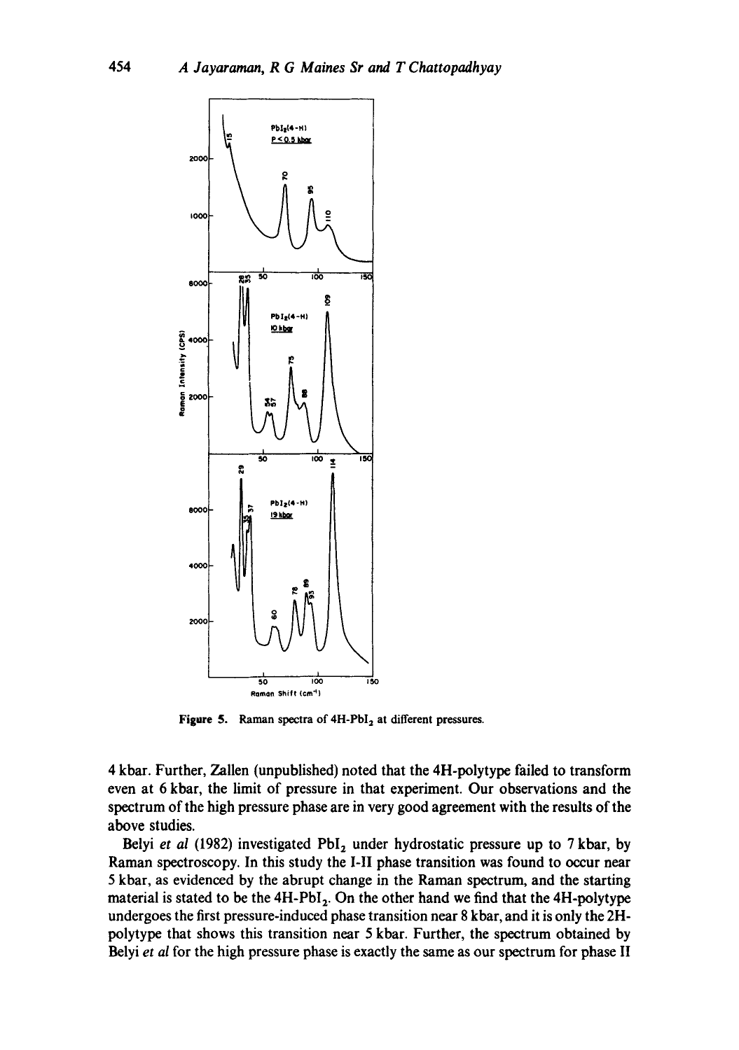Figure 5. Raman spectra of 4H-$PbI_2$ at different pressures.

4 kbar. Further, Zallen (unpublished) noted that the 4H-polytype failed to transform even at 6 kbar, the limit of pressure in that experiment. Our observations and the spectrum of the high pressure phase are in very good agreement with the results of the above studies.

Belyi *et al* (1982) investigated $PbI_2$ under hydrostatic pressure up to 7 kbar, by Raman spectroscopy. In this study the I-II phase transition was found to occur near 5 kbar, as evidenced by the abrupt change in the Raman spectrum, and the starting material is stated to be the 4H-$PbI_2$. On the other hand we find that the 4H-polytype undergoes the first pressure-induced phase transition near 8 kbar, and it is only the 2H-polytype that shows this transition near 5 kbar. Further, the spectrum obtained by Belyi *et al* for the high pressure phase is exactly the same as our spectrum for phase II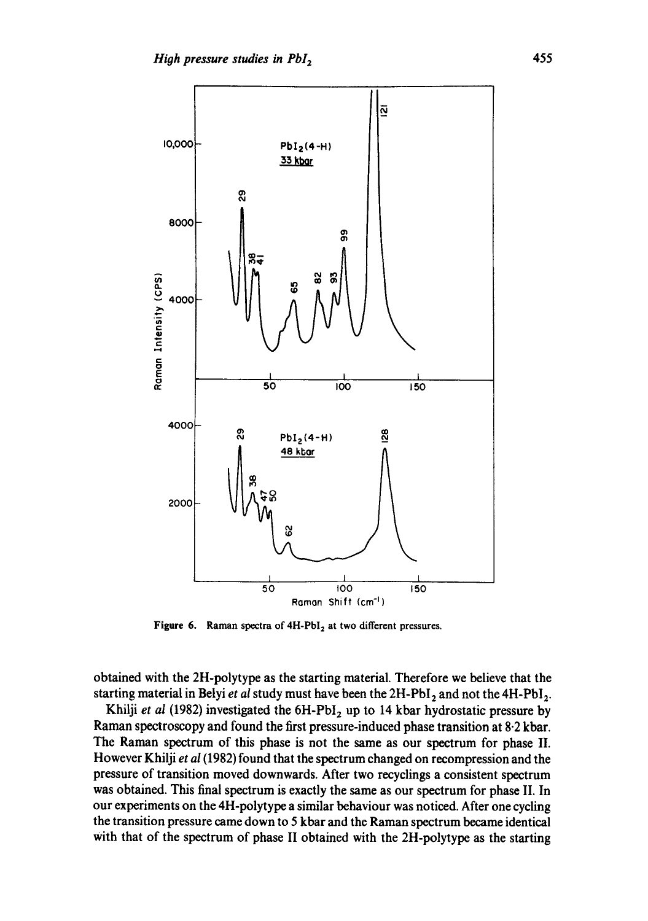Figure 6. Raman spectra of 4H-$PbI_2$ at two different pressures.

obtained with the 2H-polytype as the starting material. Therefore we believe that the starting material in Belyi *et al* study must have been the 2H-$PbI_2$ and not the 4H-$PbI_2$.

Khilji *et al* (1982) investigated the 6H-$PbI_2$ up to 14 kbar hydrostatic pressure by Raman spectroscopy and found the first pressure-induced phase transition at 8·2 kbar. The Raman spectrum of this phase is not the same as our spectrum for phase II. However Khilji *et al* (1982) found that the spectrum changed on recompression and the pressure of transition moved downwards. After two recyclings a consistent spectrum was obtained. This final spectrum is exactly the same as our spectrum for phase II. In our experiments on the 4H-polytype a similar behaviour was noticed. After one cycling the transition pressure came down to 5 kbar and the Raman spectrum became identical with that of the spectrum of phase II obtained with the 2H-polytype as the starting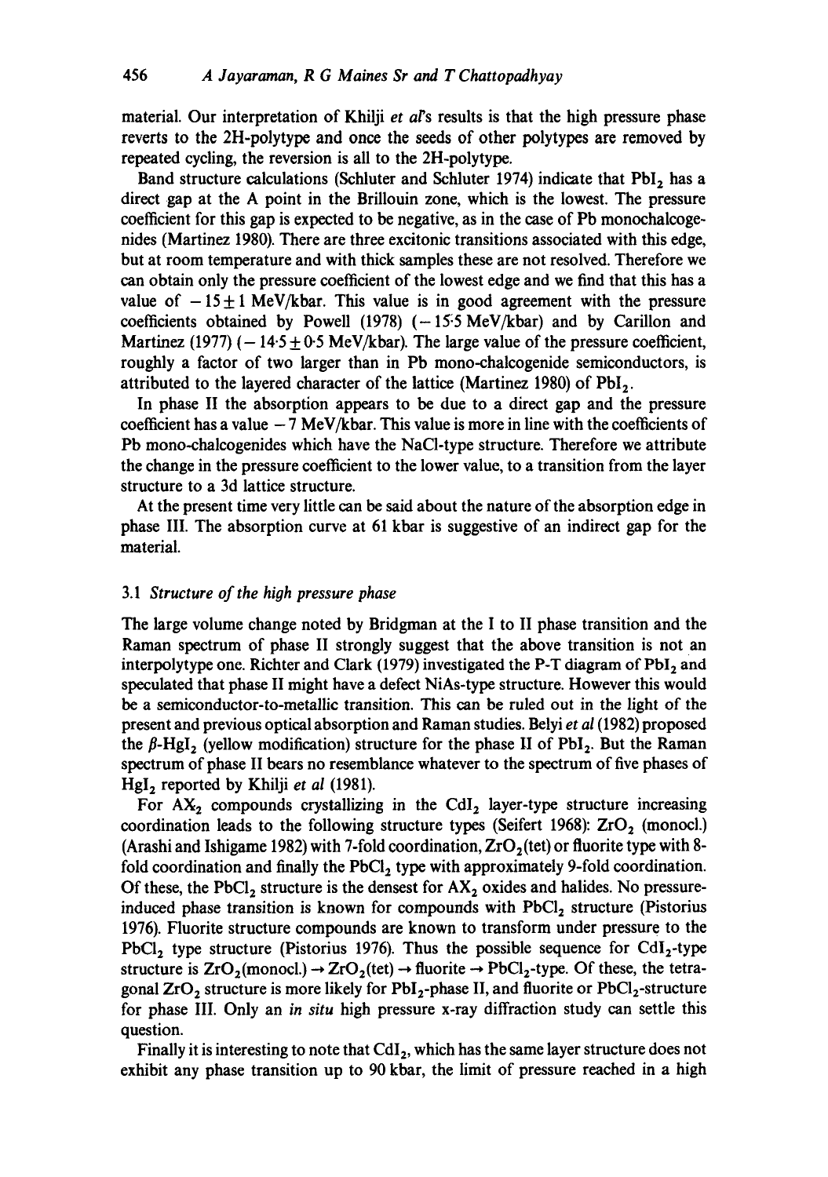material. Our interpretation of Khilji *et al*'s results is that the high pressure phase reverts to the 2H-polytype and once the seeds of other polytypes are removed by repeated cycling, the reversion is all to the 2H-polytype.

Band structure calculations (Schluter and Schluter 1974) indicate that $PbI_2$ has a direct gap at the A point in the Brillouin zone, which is the lowest. The pressure coefficient for this gap is expected to be negative, as in the case of Pb monochalcogenides (Martinez 1980). There are three excitonic transitions associated with this edge, but at room temperature and with thick samples these are not resolved. Therefore we can obtain only the pressure coefficient of the lowest edge and we find that this has a value of $-15 \pm 1$ MeV/kbar. This value is in good agreement with the pressure coefficients obtained by Powell (1978) ($-15.5$ MeV/kbar) and by Carillon and Martinez (1977) ($-14.5 \pm 0.5$ MeV/kbar). The large value of the pressure coefficient, roughly a factor of two larger than in Pb mono-chalcogenide semiconductors, is attributed to the layered character of the lattice (Martinez 1980) of $PbI_2$.

In phase II the absorption appears to be due to a direct gap and the pressure coefficient has a value $-7$ MeV/kbar. This value is more in line with the coefficients of Pb mono-chalcogenides which have the NaCl-type structure. Therefore we attribute the change in the pressure coefficient to the lower value, to a transition from the layer structure to a 3d lattice structure.

At the present time very little can be said about the nature of the absorption edge in phase III. The absorption curve at 61 kbar is suggestive of an indirect gap for the material.

### 3.1 *Structure of the high pressure phase*

The large volume change noted by Bridgman at the I to II phase transition and the Raman spectrum of phase II strongly suggest that the above transition is not an interpolytype one. Richter and Clark (1979) investigated the P-T diagram of $PbI_2$ and speculated that phase II might have a defect NiAs-type structure. However this would be a semiconductor-to-metallic transition. This can be ruled out in the light of the present and previous optical absorption and Raman studies. Belyi *et al* (1982) proposed the $\beta$-$HgI_2$ (yellow modification) structure for the phase II of $PbI_2$. But the Raman spectrum of phase II bears no resemblance whatever to the spectrum of five phases of $HgI_2$ reported by Khilji *et al* (1981).

For $AX_2$ compounds crystallizing in the $CdI_2$ layer-type structure increasing coordination leads to the following structure types (Seifert 1968): $ZrO_2$ (monocl.) (Arashi and Ishigame 1982) with 7-fold coordination, $ZrO_2$(tet) or fluorite type with 8-fold coordination and finally the $PbCl_2$ type with approximately 9-fold coordination. Of these, the $PbCl_2$ structure is the densest for $AX_2$ oxides and halides. No pressure-induced phase transition is known for compounds with $PbCl_2$ structure (Pistorius 1976). Fluorite structure compounds are known to transform under pressure to the $PbCl_2$ type structure (Pistorius 1976). Thus the possible sequence for $CdI_2$-type structure is $ZrO_2$(monocl.) $\rightarrow$ $ZrO_2$(tet) $\rightarrow$ fluorite $\rightarrow$ $PbCl_2$-type. Of these, the tetragonal $ZrO_2$ structure is more likely for $PbI_2$-phase II, and fluorite or $PbCl_2$-structure for phase III. Only an *in situ* high pressure x-ray diffraction study can settle this question.

Finally it is interesting to note that $CdI_2$, which has the same layer structure does not exhibit any phase transition up to 90 kbar, the limit of pressure reached in a high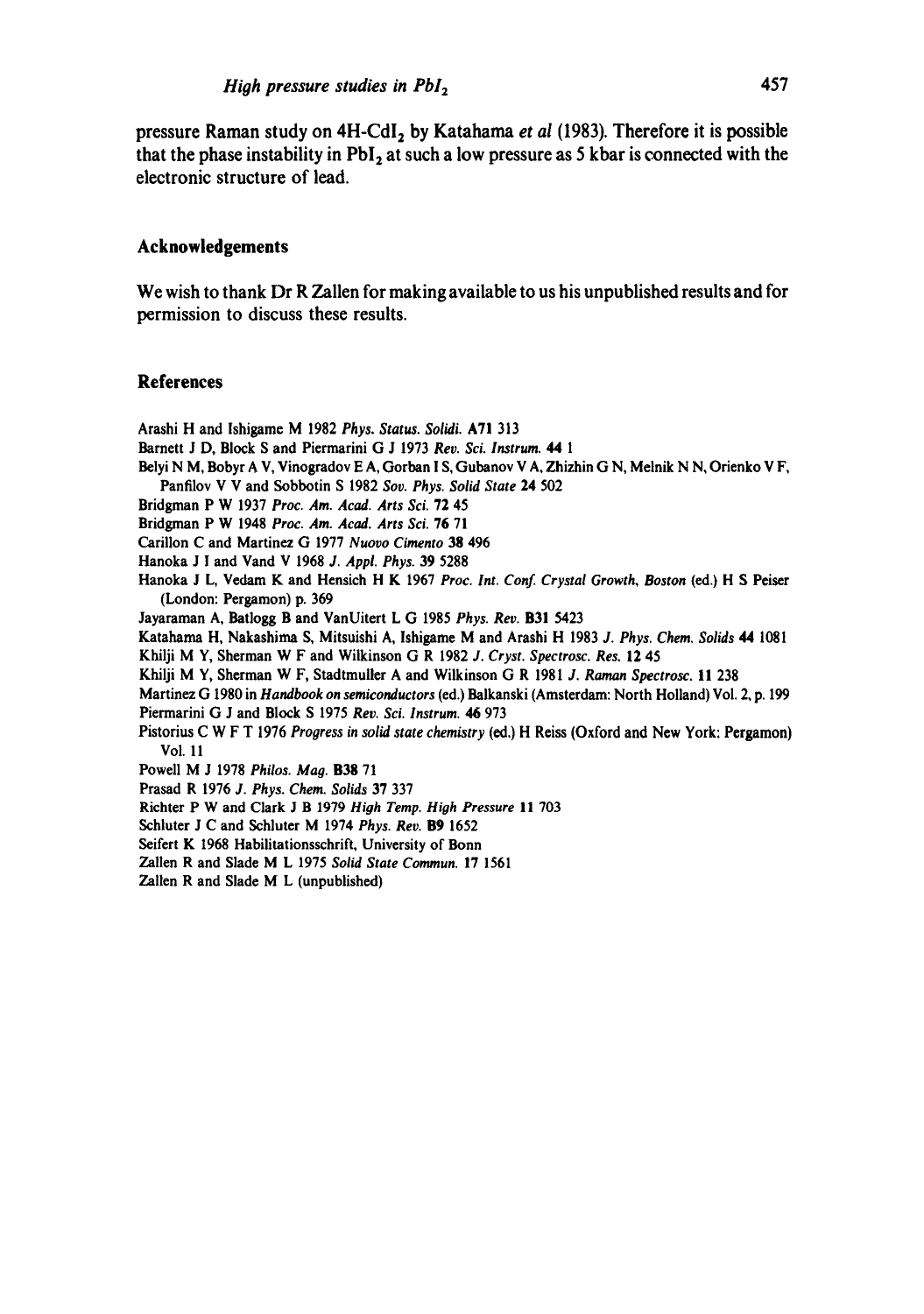pressure Raman study on 4H-$CdI_2$ by Katahama *et al* (1983). Therefore it is possible that the phase instability in $PbI_2$ at such a low pressure as 5 kbar is connected with the electronic structure of lead.

## Acknowledgements

We wish to thank Dr R Zallen for making available to us his unpublished results and for permission to discuss these results.

## References

Arashi H and Ishigame M 1982 *Phys. Status. Solidi.* **A71** 313

Barnett J D, Block S and Piermarini G J 1973 *Rev. Sci. Instrum.* **44** 1

Belyi N M, Bobyr A V, Vinogradov E A, Gorban I S, Gubanov V A, Zhizhin G N, Melnik N N, Orienko V F, Panfilov V V and Sobbotin S 1982 *Sov. Phys. Solid State* **24** 502

Bridgman P W 1937 *Proc. Am. Acad. Arts Sci.* **72** 45

Bridgman P W 1948 *Proc. Am. Acad. Arts Sci.* **76** 71

Carillon C and Martinez G 1977 *Nuovo Cimento* **38** 496

Hanoka J I and Vand V 1968 *J. Appl. Phys.* **39** 5288

Hanoka J L, Vedam K and Hensich H K 1967 *Proc. Int. Conf. Crystal Growth, Boston* (ed.) H S Peiser (London: Pergamon) p. 369

Jayaraman A, Batlogg B and VanUitert L G 1985 *Phys. Rev.* **B31** 5423

Katahama H, Nakashima S, Mitsuishi A, Ishigame M and Arashi H 1983 *J. Phys. Chem. Solids* **44** 1081

Khilji M Y, Sherman W F and Wilkinson G R 1982 *J. Cryst. Spectrosc. Res.* **12** 45

Khilji M Y, Sherman W F, Stadtmuller A and Wilkinson G R 1981 *J. Raman Spectrosc.* **11** 238

Martinez G 1980 in *Handbook on semiconductors* (ed.) Balkanski (Amsterdam: North Holland) Vol. 2, p. 199

Piermarini G J and Block S 1975 *Rev. Sci. Instrum.* **46** 973

Pistorius C W F T 1976 *Progress in solid state chemistry* (ed.) H Reiss (Oxford and New York: Pergamon) Vol. 11

Powell M J 1978 *Philos. Mag.* **B38** 71

Prasad R 1976 *J. Phys. Chem. Solids* **37** 337

Richter P W and Clark J B 1979 *High Temp. High Pressure* **11** 703

Schluter J C and Schluter M 1974 *Phys. Rev.* **B9** 1652

Seifert K 1968 Habilitationsschrift, University of Bonn

Zallen R and Slade M L 1975 *Solid State Commun.* **17** 1561

Zallen R and Slade M L (unpublished)